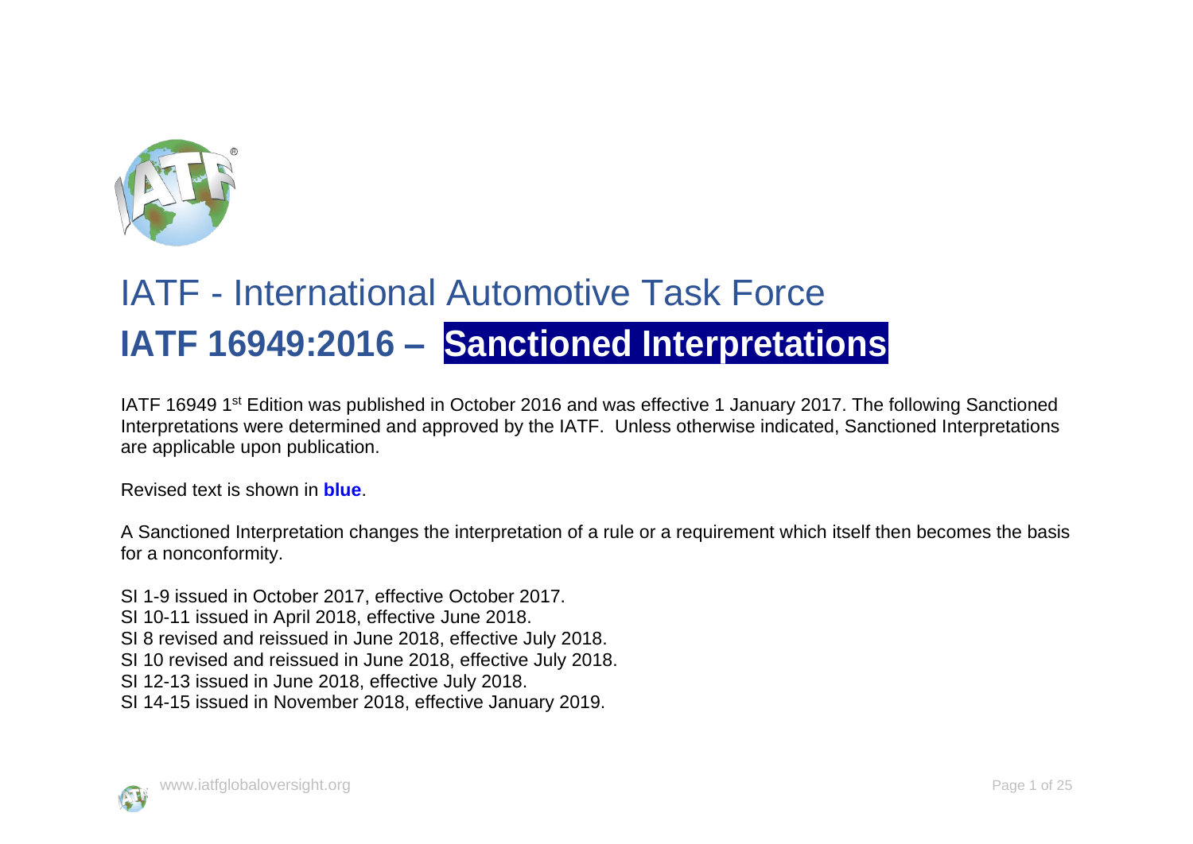# IATF - International Automotive Task Force

## IATF 16949:2016 – Sanctioned Interpretations

IATF 16949 1st Edition was published in October 2016 and was effective 1 January 2017. The following Sanctioned Interpretations were determined and approved by the IATF. Unless otherwise indicated, Sanctioned Interpretations are applicable upon publication.

Revised text is shown in **blue**.

A Sanctioned Interpretation changes the interpretation of a rule or a requirement which itself then becomes the basis for a nonconformity.

SI 1-9 issued in October 2017, effective October 2017.
SI 10-11 issued in April 2018, effective June 2018.
SI 8 revised and reissued in June 2018, effective July 2018.
SI 10 revised and reissued in June 2018, effective July 2018.
SI 12-13 issued in June 2018, effective July 2018.
SI 14-15 issued in November 2018, effective January 2019.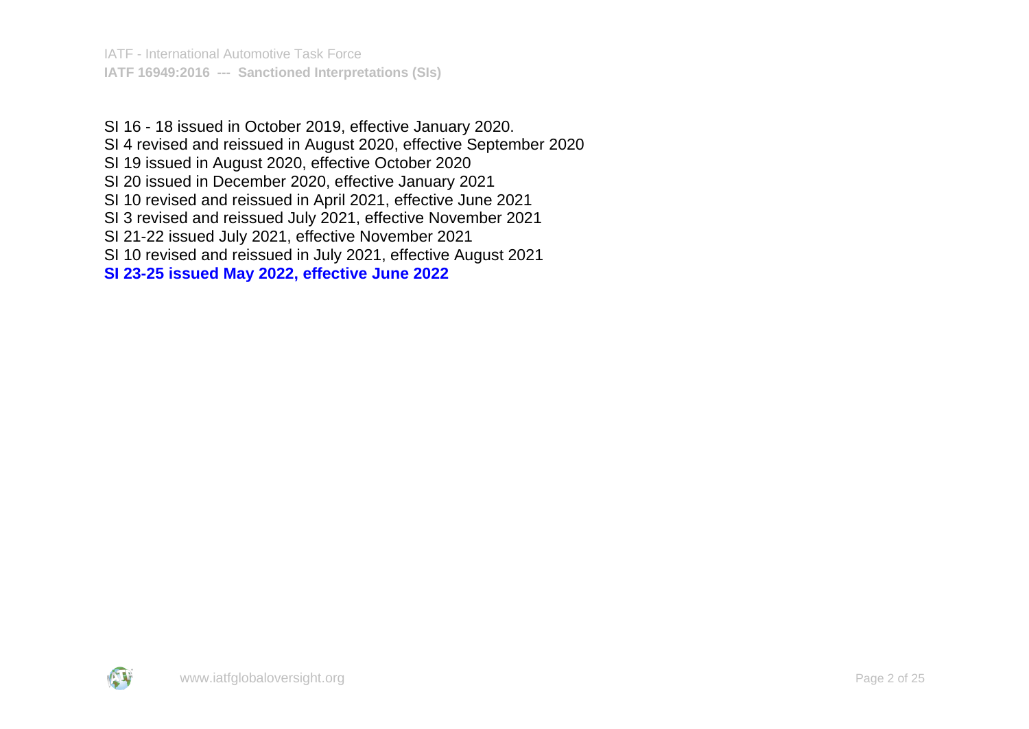SI 16 - 18 issued in October 2019, effective January 2020.
SI 4 revised and reissued in August 2020, effective September 2020
SI 19 issued in August 2020, effective October 2020
SI 20 issued in December 2020, effective January 2021
SI 10 revised and reissued in April 2021, effective June 2021
SI 3 revised and reissued July 2021, effective November 2021
SI 21-22 issued July 2021, effective November 2021
SI 10 revised and reissued in July 2021, effective August 2021
**SI 23-25 issued May 2022, effective June 2022**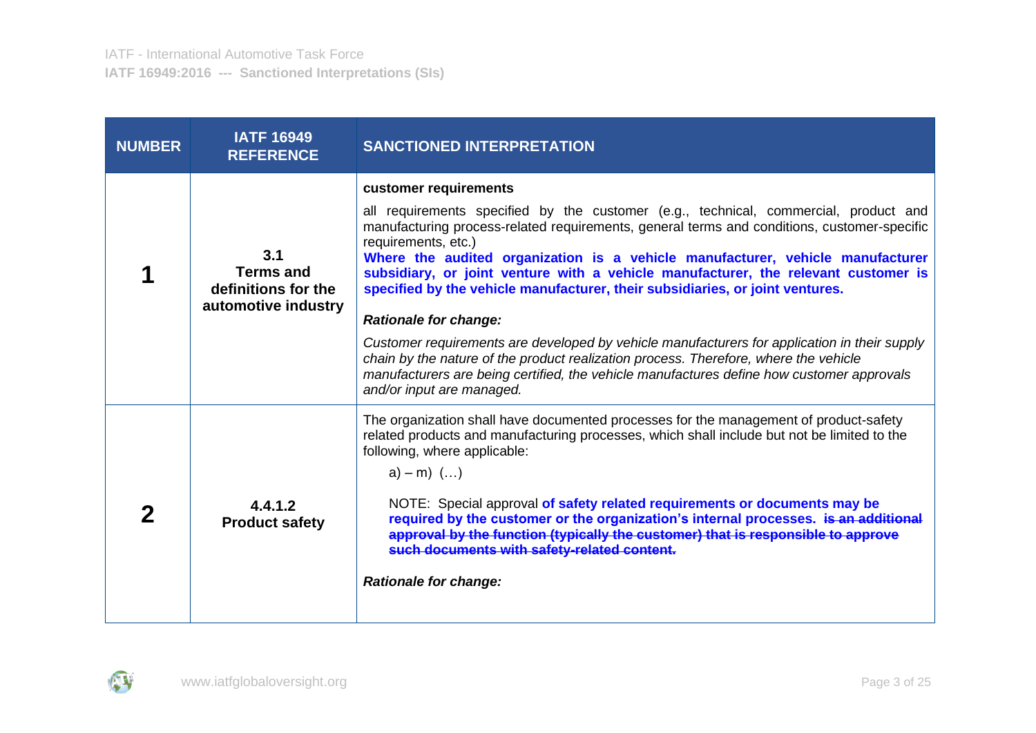| NUMBER | IATF 16949 REFERENCE | SANCTIONED INTERPRETATION |
|---|---|---|
| **1** | **3.1 Terms and definitions for the automotive industry** | **customer requirements**<br><br>all requirements specified by the customer (e.g., technical, commercial, product and manufacturing process-related requirements, general terms and conditions, customer-specific requirements, etc.)<br>**Where the audited organization is a vehicle manufacturer, vehicle manufacturer subsidiary, or joint venture with a vehicle manufacturer, the relevant customer is specified by the vehicle manufacturer, their subsidiaries, or joint ventures.**<br><br>***Rationale for change:***<br><br>*Customer requirements are developed by vehicle manufacturers for application in their supply chain by the nature of the product realization process. Therefore, where the vehicle manufacturers are being certified, the vehicle manufactures define how customer approvals and/or input are managed.* |
| **2** | **4.4.1.2 Product safety** | The organization shall have documented processes for the management of product-safety related products and manufacturing processes, which shall include but not be limited to the following, where applicable:<br><br>a) – m) (…)<br><br>NOTE: Special approval **of safety related requirements or documents may be required by the customer or the organization's internal processes.** ~~**is an additional approval by the function (typically the customer) that is responsible to approve such documents with safety-related content.**~~<br><br>***Rationale for change:*** |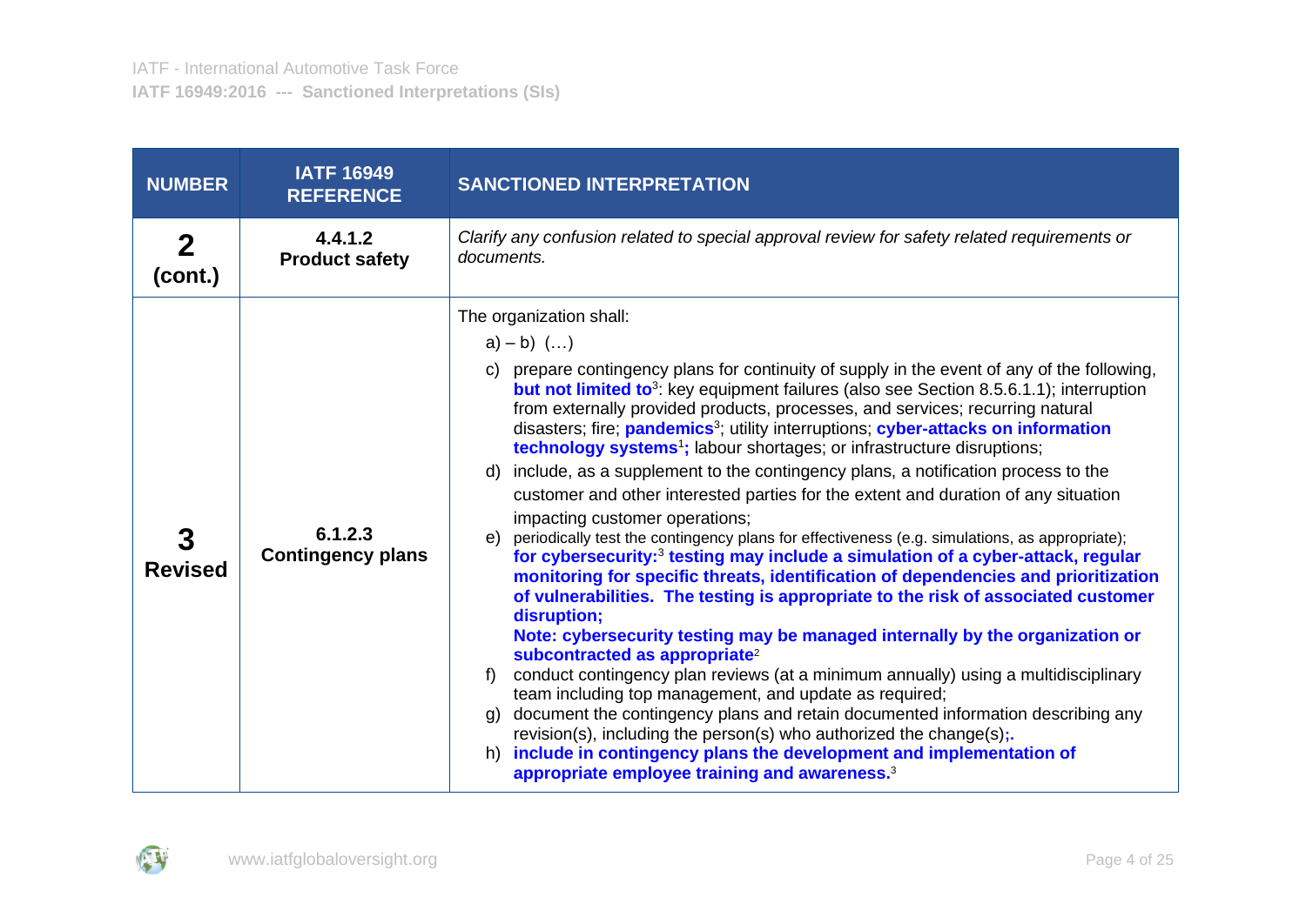| NUMBER | IATF 16949 REFERENCE | SANCTIONED INTERPRETATION |
|---|---|---|
| **2 (cont.)** | **4.4.1.2 Product safety** | *Clarify any confusion related to special approval review for safety related requirements or documents.* |
| **3 Revised** | **6.1.2.3 Contingency plans** | The organization shall:<br>a) – b) (…)<br>c) prepare contingency plans for continuity of supply in the event of any of the following, **but not limited to**[3]: key equipment failures (also see Section 8.5.6.1.1); interruption from externally provided products, processes, and services; recurring natural disasters; fire; **pandemics**[3]; utility interruptions; **cyber-attacks on information technology systems**[1]**;** labour shortages; or infrastructure disruptions;<br>d) include, as a supplement to the contingency plans, a notification process to the customer and other interested parties for the extent and duration of any situation impacting customer operations;<br>e) periodically test the contingency plans for effectiveness (e.g. simulations, as appropriate); **for cybersecurity:**[3] **testing may include a simulation of a cyber-attack, regular monitoring for specific threats, identification of dependencies and prioritization of vulnerabilities. The testing is appropriate to the risk of associated customer disruption;**<br>**Note: cybersecurity testing may be managed internally by the organization or subcontracted as appropriate**[2]<br>f) conduct contingency plan reviews (at a minimum annually) using a multidisciplinary team including top management, and update as required;<br>g) document the contingency plans and retain documented information describing any revision(s), including the person(s) who authorized the change(s)**;.**<br>h) **include in contingency plans the development and implementation of appropriate employee training and awareness.**[3] |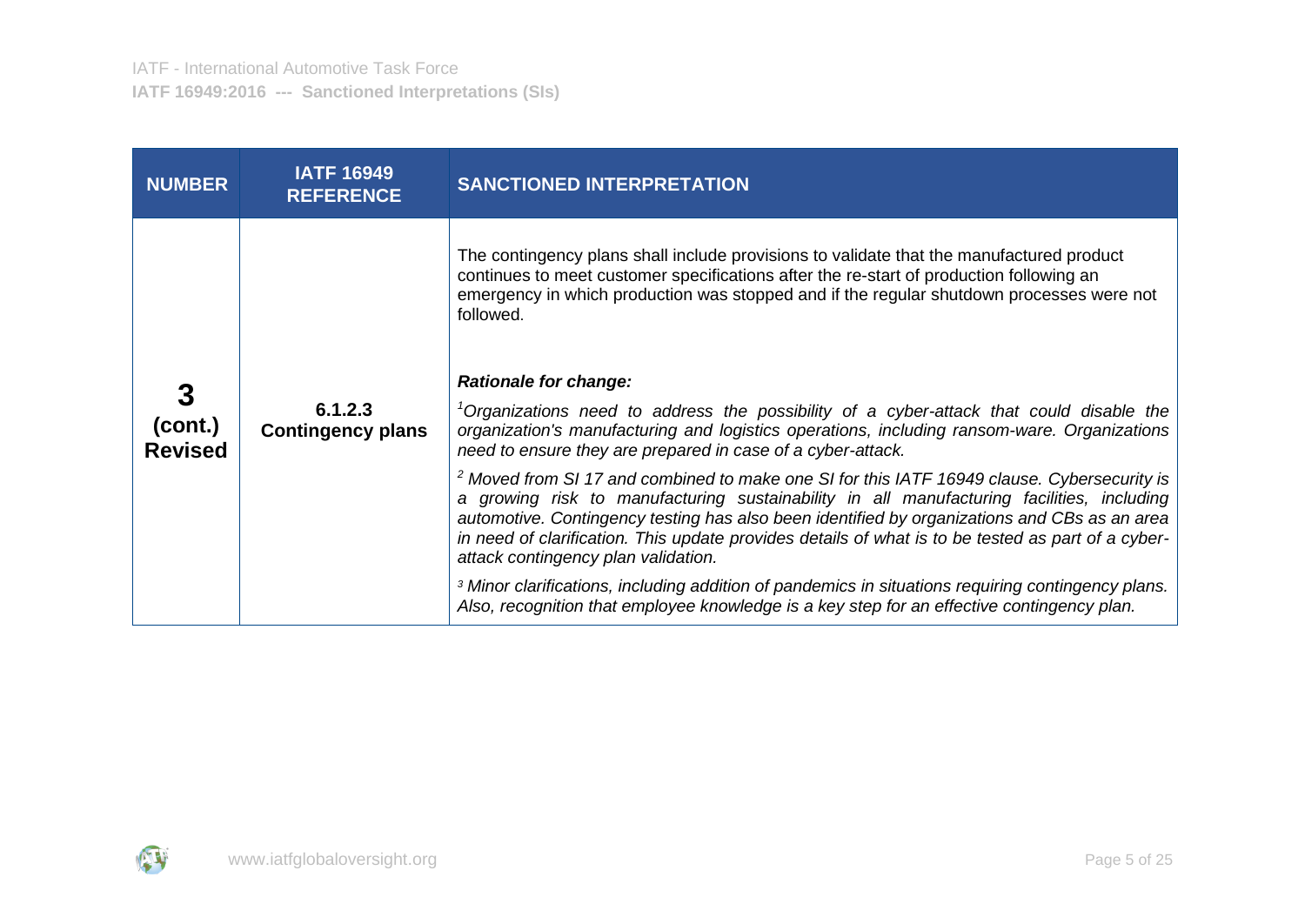| NUMBER | IATF 16949 REFERENCE | SANCTIONED INTERPRETATION |
|---|---|---|
| **3 (cont.) Revised** | **6.1.2.3 Contingency plans** | The contingency plans shall include provisions to validate that the manufactured product continues to meet customer specifications after the re-start of production following an emergency in which production was stopped and if the regular shutdown processes were not followed.<br><br>***Rationale for change:***<br><br>*[1]Organizations need to address the possibility of a cyber-attack that could disable the organization's manufacturing and logistics operations, including ransom-ware. Organizations need to ensure they are prepared in case of a cyber-attack.*<br><br>*[2] Moved from SI 17 and combined to make one SI for this IATF 16949 clause. Cybersecurity is a growing risk to manufacturing sustainability in all manufacturing facilities, including automotive. Contingency testing has also been identified by organizations and CBs as an area in need of clarification. This update provides details of what is to be tested as part of a cyber-attack contingency plan validation.*<br><br>*[3] Minor clarifications, including addition of pandemics in situations requiring contingency plans. Also, recognition that employee knowledge is a key step for an effective contingency plan.* |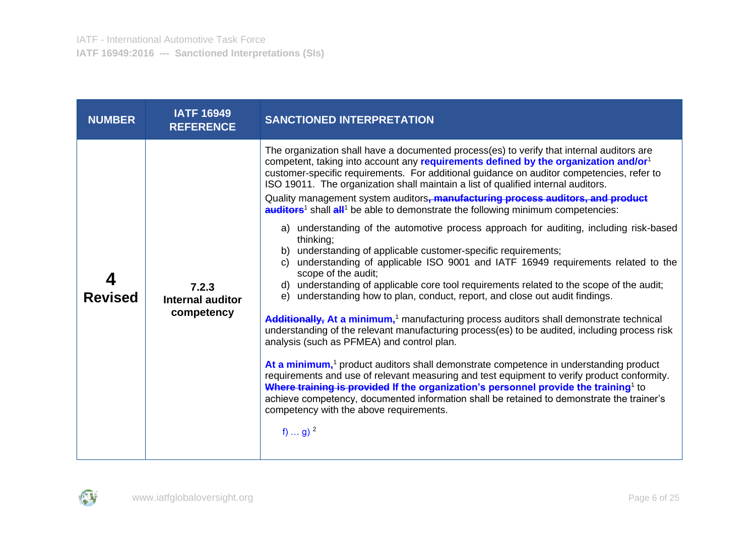| NUMBER | IATF 16949 REFERENCE | SANCTIONED INTERPRETATION |
|---|---|---|
| **4 Revised** | **7.2.3 Internal auditor competency** | The organization shall have a documented process(es) to verify that internal auditors are competent, taking into account any **requirements defined by the organization and/or**[1] customer-specific requirements. For additional guidance on auditor competencies, refer to ISO 19011. The organization shall maintain a list of qualified internal auditors.<br><br>Quality management system auditors~~**, manufacturing process auditors, and product auditors**~~[1] shall ~~**all**~~[1] be able to demonstrate the following minimum competencies:<br><br>a) understanding of the automotive process approach for auditing, including risk-based thinking;<br>b) understanding of applicable customer-specific requirements;<br>c) understanding of applicable ISO 9001 and IATF 16949 requirements related to the scope of the audit;<br>d) understanding of applicable core tool requirements related to the scope of the audit;<br>e) understanding how to plan, conduct, report, and close out audit findings.<br><br>~~**Additionally,**~~ **At a minimum,**[1] manufacturing process auditors shall demonstrate technical understanding of the relevant manufacturing process(es) to be audited, including process risk analysis (such as PFMEA) and control plan.<br><br>**At a minimum,**[1] product auditors shall demonstrate competence in understanding product requirements and use of relevant measuring and test equipment to verify product conformity. ~~**Where training is provided**~~ **If the organization's personnel provide the training**[1] to achieve competency, documented information shall be retained to demonstrate the trainer's competency with the above requirements.<br><br>f) … g) [2] |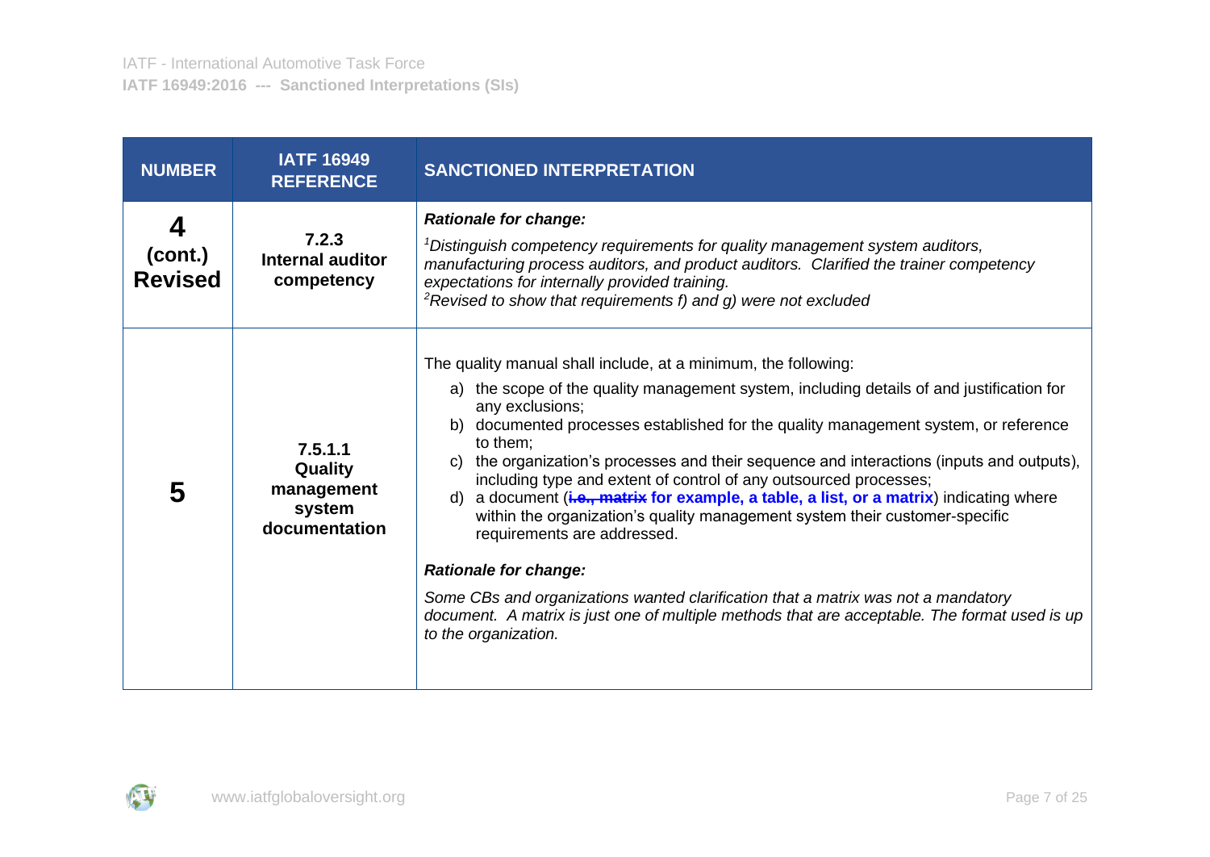| NUMBER | IATF 16949 REFERENCE | SANCTIONED INTERPRETATION |
|---|---|---|
| **4 (cont.) Revised** | **7.2.3 Internal auditor competency** | ***Rationale for change:*** <br> *[1]Distinguish competency requirements for quality management system auditors, manufacturing process auditors, and product auditors. Clarified the trainer competency expectations for internally provided training.* <br> *[2]Revised to show that requirements f) and g) were not excluded* |
| **5** | **7.5.1.1 Quality management system documentation** | The quality manual shall include, at a minimum, the following: <br> a) the scope of the quality management system, including details of and justification for any exclusions; <br> b) documented processes established for the quality management system, or reference to them; <br> c) the organization's processes and their sequence and interactions (inputs and outputs), including type and extent of control of any outsourced processes; <br> d) a document (~~i.e., matrix~~ **for example, a table, a list, or a matrix**) indicating where within the organization's quality management system their customer-specific requirements are addressed. <br><br> ***Rationale for change:*** <br> *Some CBs and organizations wanted clarification that a matrix was not a mandatory document. A matrix is just one of multiple methods that are acceptable. The format used is up to the organization.* |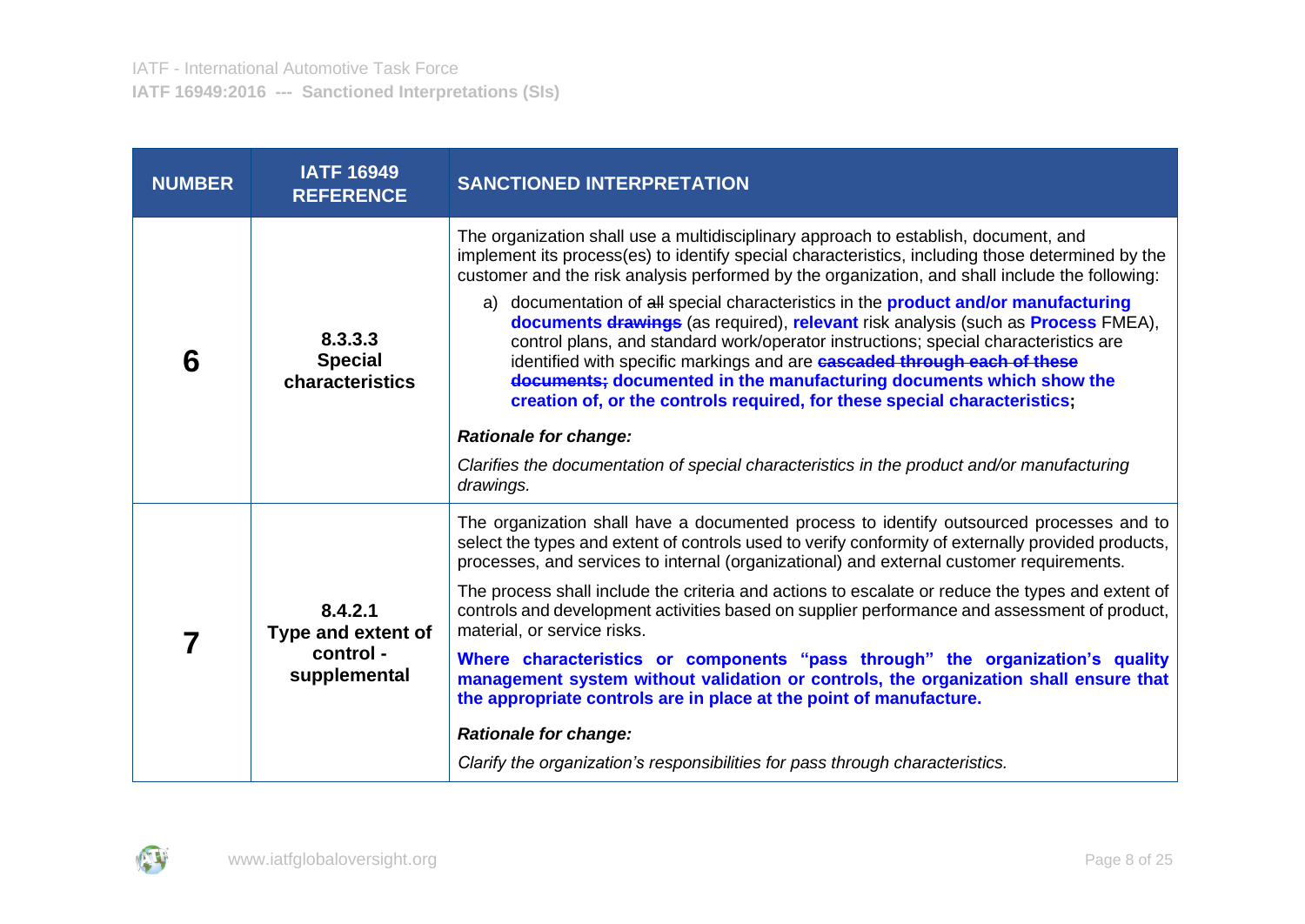| NUMBER | IATF 16949 REFERENCE | SANCTIONED INTERPRETATION |
|---|---|---|
| 6 | **8.3.3.3 Special characteristics** | The organization shall use a multidisciplinary approach to establish, document, and implement its process(es) to identify special characteristics, including those determined by the customer and the risk analysis performed by the organization, and shall include the following:<br><br>a) documentation of ~~all~~ special characteristics in the **product and/or manufacturing documents** ~~**drawings**~~ (as required), **relevant** risk analysis (such as **Process** FMEA), control plans, and standard work/operator instructions; special characteristics are identified with specific markings and are ~~**cascaded through each of these documents;**~~ **documented in the manufacturing documents which show the creation of, or the controls required, for these special characteristics;**<br><br>***Rationale for change:***<br><br>*Clarifies the documentation of special characteristics in the product and/or manufacturing drawings.* |
| 7 | **8.4.2.1 Type and extent of control - supplemental** | The organization shall have a documented process to identify outsourced processes and to select the types and extent of controls used to verify conformity of externally provided products, processes, and services to internal (organizational) and external customer requirements.<br><br>The process shall include the criteria and actions to escalate or reduce the types and extent of controls and development activities based on supplier performance and assessment of product, material, or service risks.<br><br>**Where characteristics or components "pass through" the organization's quality management system without validation or controls, the organization shall ensure that the appropriate controls are in place at the point of manufacture.**<br><br>***Rationale for change:***<br><br>*Clarify the organization's responsibilities for pass through characteristics.* |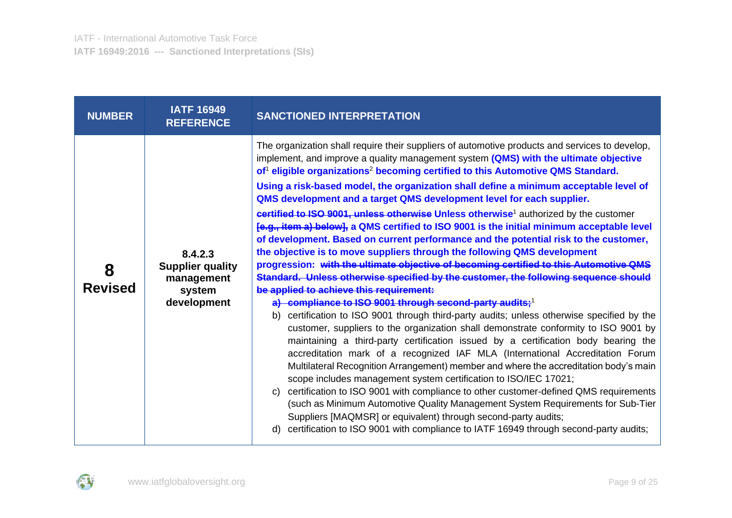| NUMBER | IATF 16949 REFERENCE | SANCTIONED INTERPRETATION |
|---|---|---|
| **8 Revised** | **8.4.2.3 Supplier quality management system development** | The organization shall require their suppliers of automotive products and services to develop, implement, and improve a quality management system **(QMS) with the ultimate objective of**[1] **eligible organizations**[2] **becoming certified to this Automotive QMS Standard.** <br><br> **Using a risk-based model, the organization shall define a minimum acceptable level of QMS development and a target QMS development level for each supplier.** <br><br> ~~**certified to ISO 9001, unless otherwise**~~ **Unless otherwise**[1] authorized by the customer ~~**[e.g., item a) below],**~~ **a QMS certified to ISO 9001 is the initial minimum acceptable level of development. Based on current performance and the potential risk to the customer, the objective is to move suppliers through the following QMS development progression:** ~~**with the ultimate objective of becoming certified to this Automotive QMS Standard. Unless otherwise specified by the customer, the following sequence should be applied to achieve this requirement:**~~ <br><br> ~~**a) compliance to ISO 9001 through second-party audits;**~~[1] <br> b) certification to ISO 9001 through third-party audits; unless otherwise specified by the customer, suppliers to the organization shall demonstrate conformity to ISO 9001 by maintaining a third-party certification issued by a certification body bearing the accreditation mark of a recognized IAF MLA (International Accreditation Forum Multilateral Recognition Arrangement) member and where the accreditation body's main scope includes management system certification to ISO/IEC 17021; <br> c) certification to ISO 9001 with compliance to other customer-defined QMS requirements (such as Minimum Automotive Quality Management System Requirements for Sub-Tier Suppliers [MAQMSR] or equivalent) through second-party audits; <br> d) certification to ISO 9001 with compliance to IATF 16949 through second-party audits; |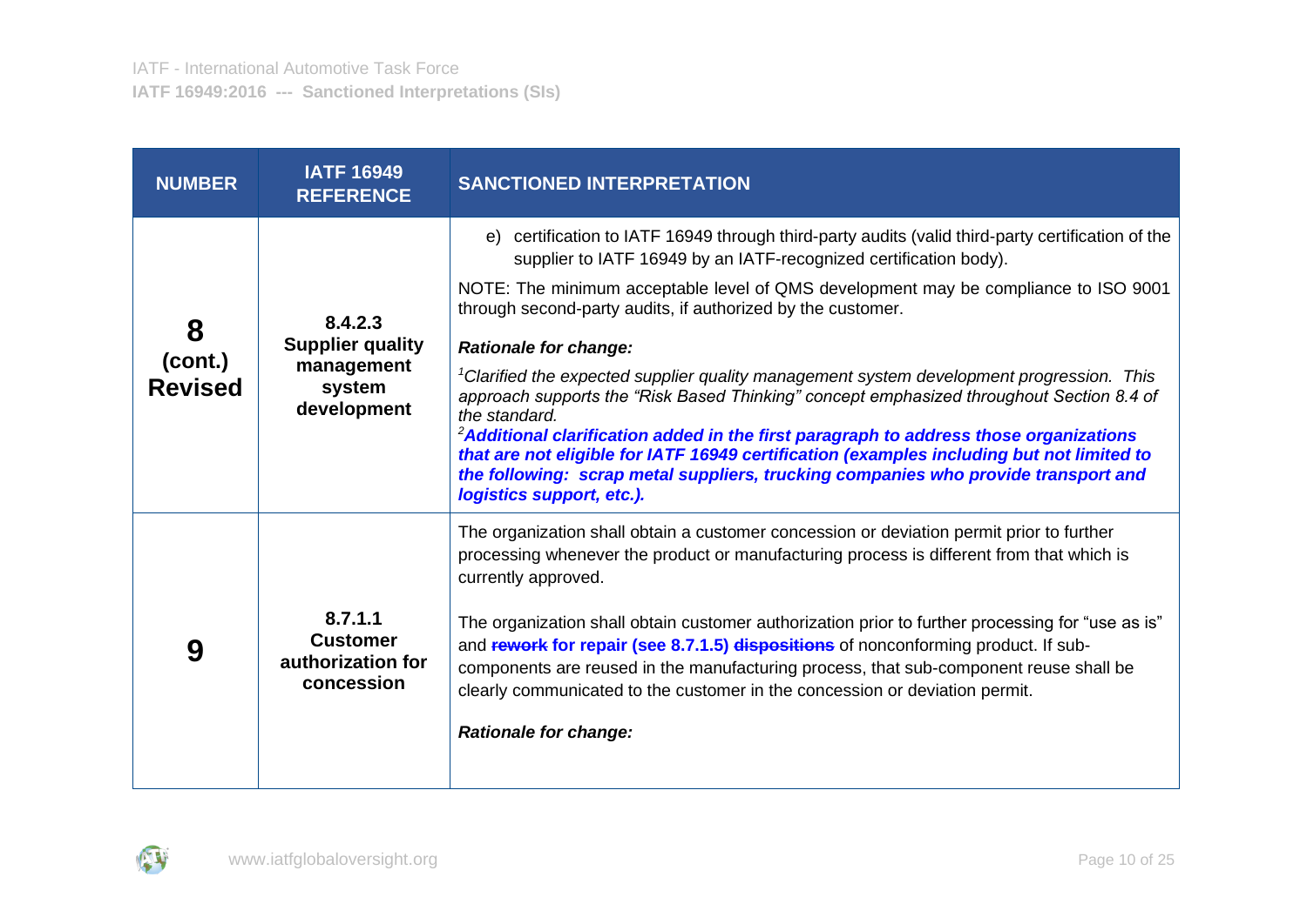| NUMBER | IATF 16949 REFERENCE | SANCTIONED INTERPRETATION |
|---|---|---|
| **8 (cont.) Revised** | **8.4.2.3 Supplier quality management system development** | e) certification to IATF 16949 through third-party audits (valid third-party certification of the supplier to IATF 16949 by an IATF-recognized certification body).<br><br>NOTE: The minimum acceptable level of QMS development may be compliance to ISO 9001 through second-party audits, if authorized by the customer.<br><br>***Rationale for change:***<br><br>*[1]Clarified the expected supplier quality management system development progression. This approach supports the "Risk Based Thinking" concept emphasized throughout Section 8.4 of the standard.*<br>*[2]**Additional clarification added in the first paragraph to address those organizations that are not eligible for IATF 16949 certification (examples including but not limited to the following: scrap metal suppliers, trucking companies who provide transport and logistics support, etc.).*** |
| **9** | **8.7.1.1 Customer authorization for concession** | The organization shall obtain a customer concession or deviation permit prior to further processing whenever the product or manufacturing process is different from that which is currently approved.<br><br>The organization shall obtain customer authorization prior to further processing for "use as is" and ~~**rework**~~ **for repair (see 8.7.1.5)** ~~**dispositions**~~ of nonconforming product. If sub-components are reused in the manufacturing process, that sub-component reuse shall be clearly communicated to the customer in the concession or deviation permit.<br><br>***Rationale for change:*** |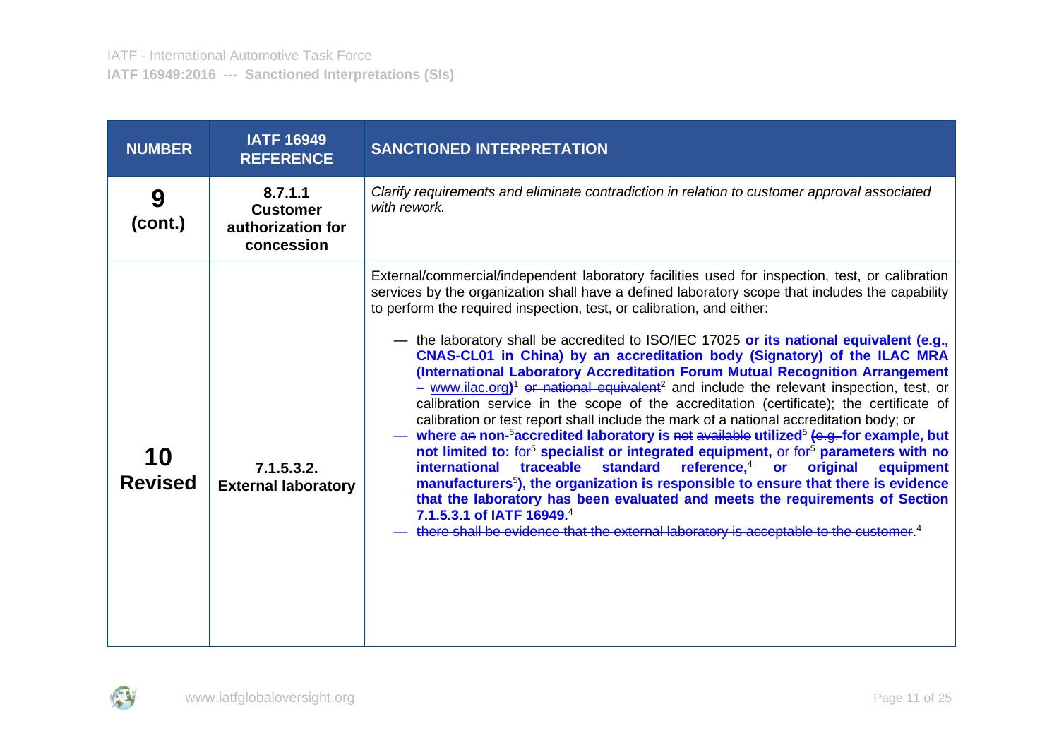| NUMBER | IATF 16949 REFERENCE | SANCTIONED INTERPRETATION |
|---|---|---|
| **9 (cont.)** | **8.7.1.1 Customer authorization for concession** | *Clarify requirements and eliminate contradiction in relation to customer approval associated with rework.* |
| **10 Revised** | **7.1.5.3.2. External laboratory** | External/commercial/independent laboratory facilities used for inspection, test, or calibration services by the organization shall have a defined laboratory scope that includes the capability to perform the required inspection, test, or calibration, and either:<br><br>— the laboratory shall be accredited to ISO/IEC 17025 **or its national equivalent (e.g., CNAS-CL01 in China) by an accreditation body (Signatory) of the ILAC MRA (International Laboratory Accreditation Forum Mutual Recognition Arrangement – www.ilac.org)**[1] ~~or national equivalent~~[2] and include the relevant inspection, test, or calibration service in the scope of the accreditation (certificate); the certificate of calibration or test report shall include the mark of a national accreditation body; or<br>— **where a~~n~~ non-**[5]**accredited laboratory is** ~~not available~~ **utilized**[5] ~~(e.g.~~ **for example, but not limited to:** ~~for~~[5] **specialist or integrated equipment,** ~~or for~~[5] **parameters with no international traceable standard reference,**[4] **or original equipment manufacturers**[5]**), the organization is responsible to ensure that there is evidence that the laboratory has been evaluated and meets the requirements of Section 7.1.5.3.1 of IATF 16949.**[4]<br>— ~~there shall be evidence that the external laboratory is acceptable to the customer.~~[4] |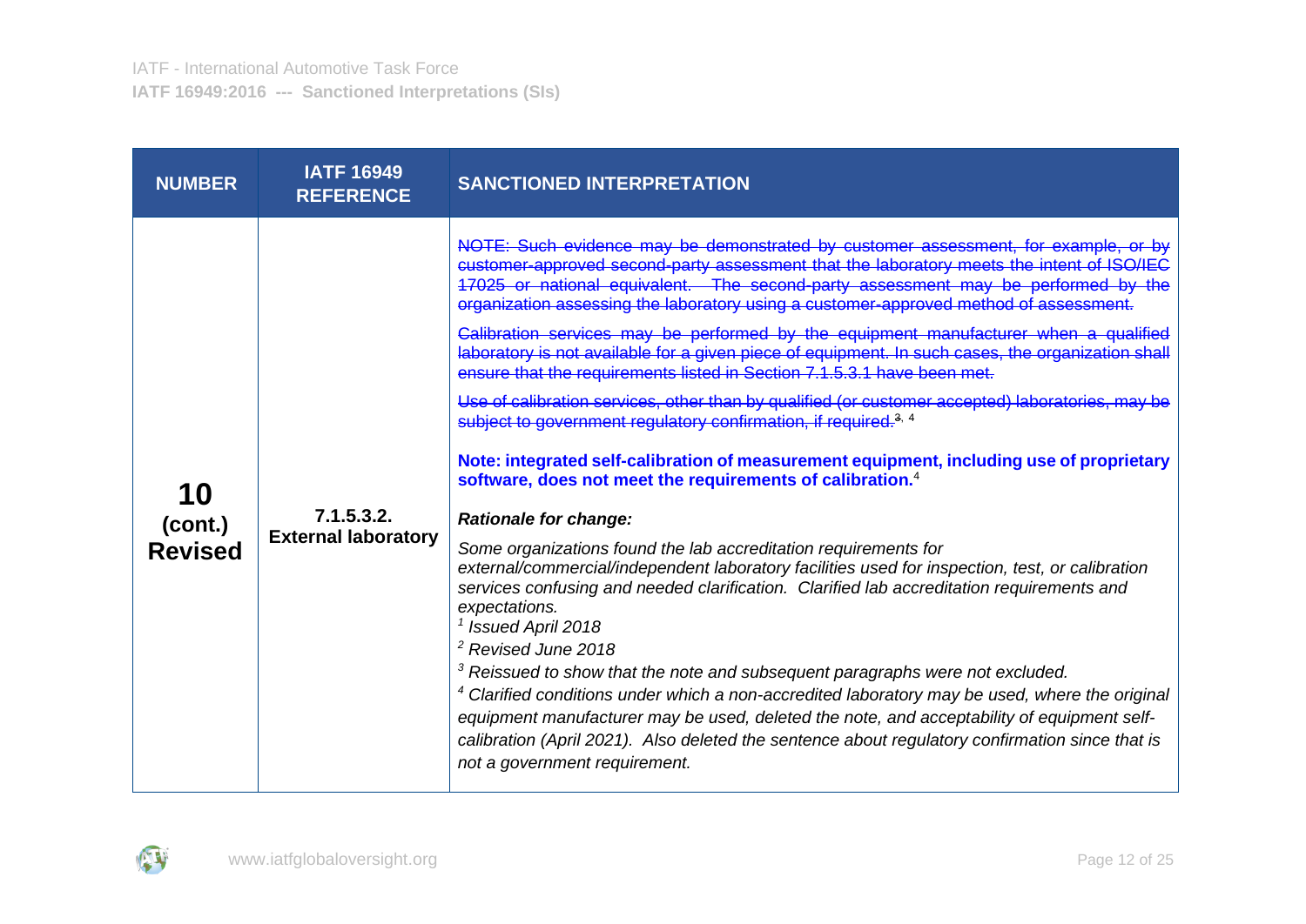| NUMBER | IATF 16949 REFERENCE | SANCTIONED INTERPRETATION |
|---|---|---|
| **10 (cont.) Revised** | **7.1.5.3.2. External laboratory** | ~~NOTE: Such evidence may be demonstrated by customer assessment, for example, or by customer-approved second-party assessment that the laboratory meets the intent of ISO/IEC 17025 or national equivalent. The second-party assessment may be performed by the organization assessing the laboratory using a customer-approved method of assessment.~~<br><br>~~Calibration services may be performed by the equipment manufacturer when a qualified laboratory is not available for a given piece of equipment. In such cases, the organization shall ensure that the requirements listed in Section 7.1.5.3.1 have been met.~~<br><br>~~Use of calibration services, other than by qualified (or customer accepted) laboratories, may be subject to government regulatory confirmation, if required.~~[3, 4]<br><br>**Note: integrated self-calibration of measurement equipment, including use of proprietary software, does not meet the requirements of calibration.**[4]<br><br>***Rationale for change:***<br><br>*Some organizations found the lab accreditation requirements for external/commercial/independent laboratory facilities used for inspection, test, or calibration services confusing and needed clarification. Clarified lab accreditation requirements and expectations.*<br>[1] *Issued April 2018*<br>[2] *Revised June 2018*<br>[3] *Reissued to show that the note and subsequent paragraphs were not excluded.*<br>[4] *Clarified conditions under which a non-accredited laboratory may be used, where the original equipment manufacturer may be used, deleted the note, and acceptability of equipment self-calibration (April 2021). Also deleted the sentence about regulatory confirmation since that is not a government requirement.* |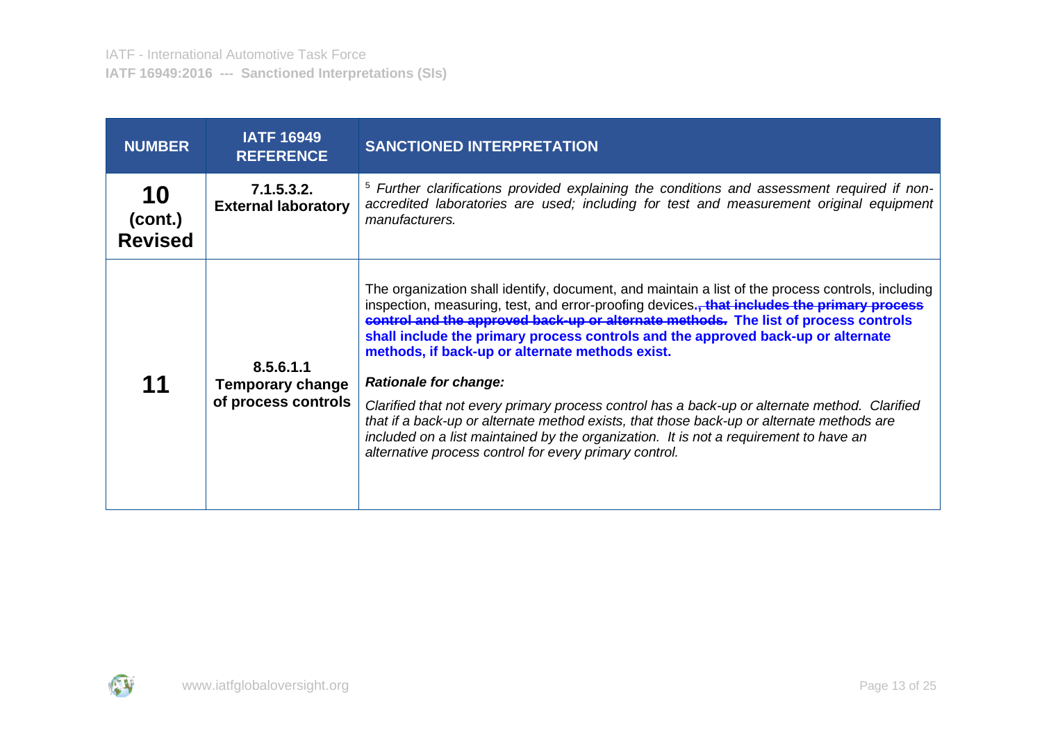| NUMBER | IATF 16949 REFERENCE | SANCTIONED INTERPRETATION |
|---|---|---|
| **10 (cont.) Revised** | **7.1.5.3.2. External laboratory** | [5] *Further clarifications provided explaining the conditions and assessment required if non-accredited laboratories are used; including for test and measurement original equipment manufacturers.* |
| **11** | **8.5.6.1.1 Temporary change of process controls** | The organization shall identify, document, and maintain a list of the process controls, including inspection, measuring, test, and error-proofing devices.~~, that includes the primary process control and the approved back-up or alternate methods.~~ **The list of process controls shall include the primary process controls and the approved back-up or alternate methods, if back-up or alternate methods exist.** <br><br> ***Rationale for change:*** <br><br> *Clarified that not every primary process control has a back-up or alternate method. Clarified that if a back-up or alternate method exists, that those back-up or alternate methods are included on a list maintained by the organization. It is not a requirement to have an alternative process control for every primary control.* |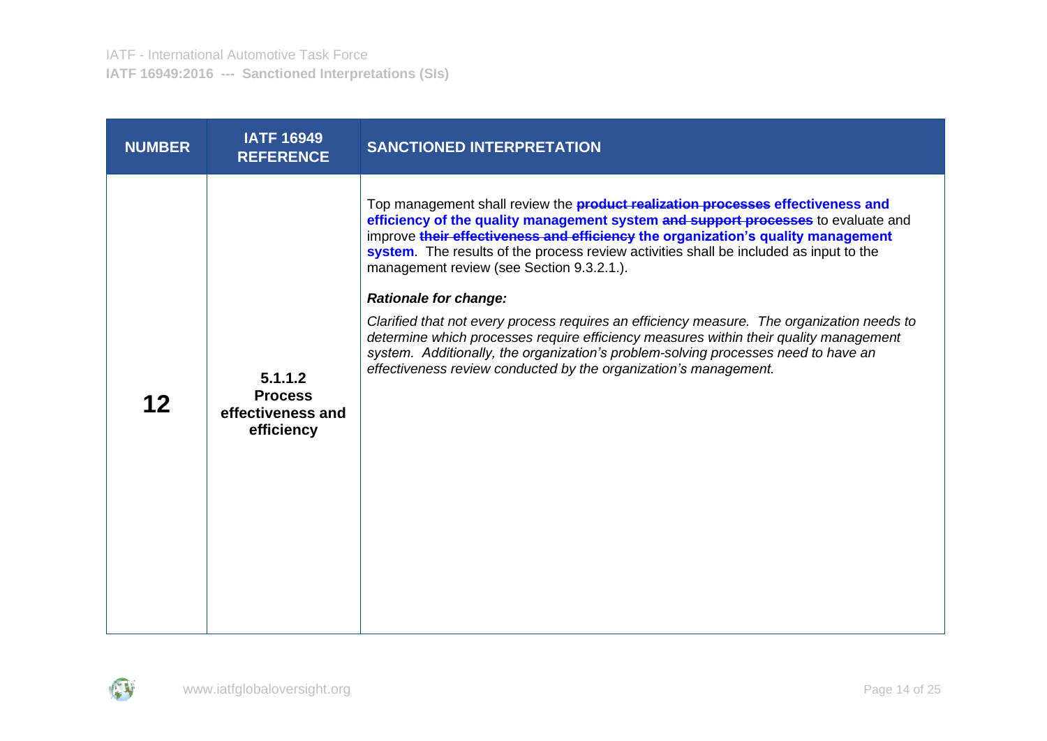| NUMBER | IATF 16949 REFERENCE | SANCTIONED INTERPRETATION |
|---|---|---|
| **12** | **5.1.1.2 Process effectiveness and efficiency** | Top management shall review the ~~**product realization processes**~~ **effectiveness and efficiency of the quality management system** ~~**and support processes**~~ to evaluate and improve ~~**their effectiveness and efficiency**~~ **the organization's quality management system**. The results of the process review activities shall be included as input to the management review (see Section 9.3.2.1.).<br><br>***Rationale for change:***<br><br>*Clarified that not every process requires an efficiency measure. The organization needs to determine which processes require efficiency measures within their quality management system. Additionally, the organization's problem-solving processes need to have an effectiveness review conducted by the organization's management.* |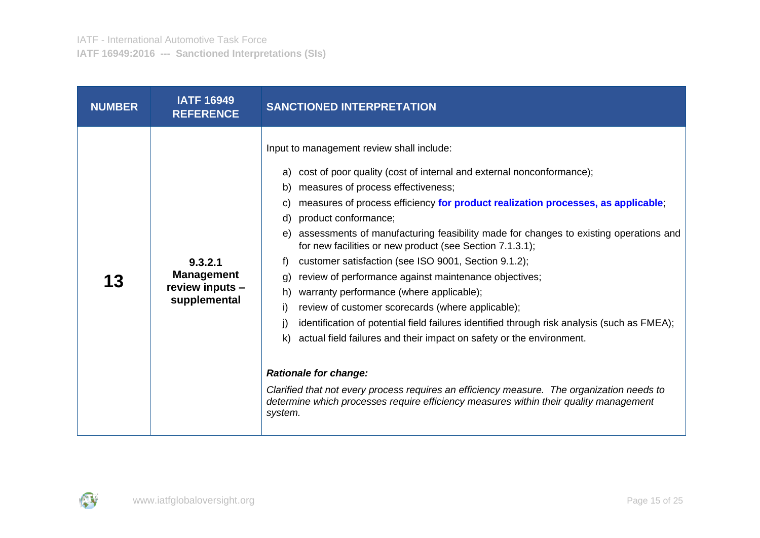| NUMBER | IATF 16949 REFERENCE | SANCTIONED INTERPRETATION |
|---|---|---|
| **13** | **9.3.2.1 Management review inputs – supplemental** | Input to management review shall include:<br><br>a) cost of poor quality (cost of internal and external nonconformance);<br>b) measures of process effectiveness;<br>c) measures of process efficiency **for product realization processes, as applicable**;<br>d) product conformance;<br>e) assessments of manufacturing feasibility made for changes to existing operations and for new facilities or new product (see Section 7.1.3.1);<br>f) customer satisfaction (see ISO 9001, Section 9.1.2);<br>g) review of performance against maintenance objectives;<br>h) warranty performance (where applicable);<br>i) review of customer scorecards (where applicable);<br>j) identification of potential field failures identified through risk analysis (such as FMEA);<br>k) actual field failures and their impact on safety or the environment.<br><br>***Rationale for change:***<br><br>*Clarified that not every process requires an efficiency measure. The organization needs to determine which processes require efficiency measures within their quality management system.* |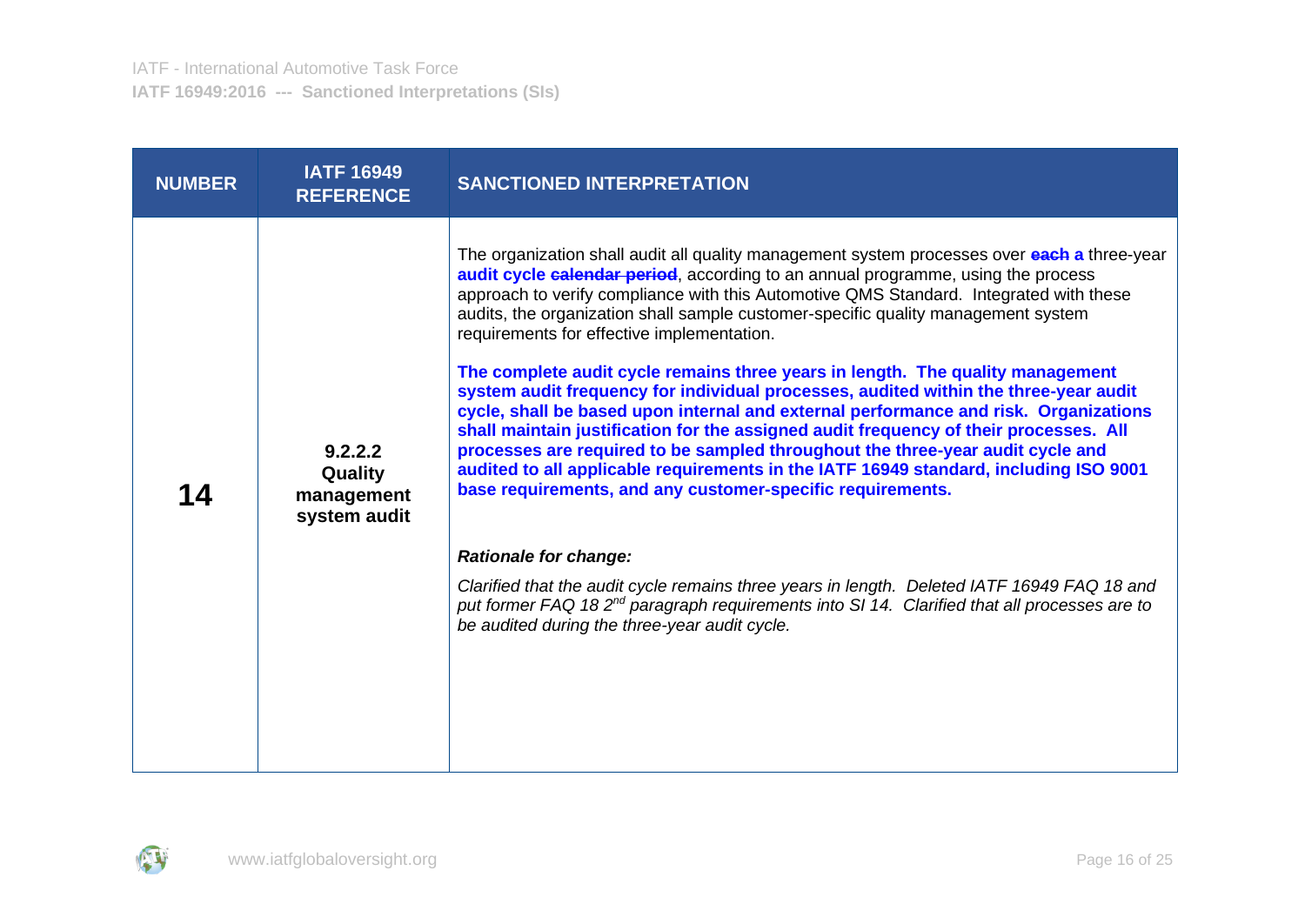| NUMBER | IATF 16949 REFERENCE | SANCTIONED INTERPRETATION |
|---|---|---|
| 14 | 9.2.2.2 Quality management system audit | The organization shall audit all quality management system processes over ~~each~~ **a** three-year **audit cycle** ~~calendar period~~, according to an annual programme, using the process approach to verify compliance with this Automotive QMS Standard. Integrated with these audits, the organization shall sample customer-specific quality management system requirements for effective implementation.<br><br>**The complete audit cycle remains three years in length. The quality management system audit frequency for individual processes, audited within the three-year audit cycle, shall be based upon internal and external performance and risk. Organizations shall maintain justification for the assigned audit frequency of their processes. All processes are required to be sampled throughout the three-year audit cycle and audited to all applicable requirements in the IATF 16949 standard, including ISO 9001 base requirements, and any customer-specific requirements.**<br><br>***Rationale for change:***<br><br>*Clarified that the audit cycle remains three years in length. Deleted IATF 16949 FAQ 18 and put former FAQ 18 2nd paragraph requirements into SI 14. Clarified that all processes are to be audited during the three-year audit cycle.* |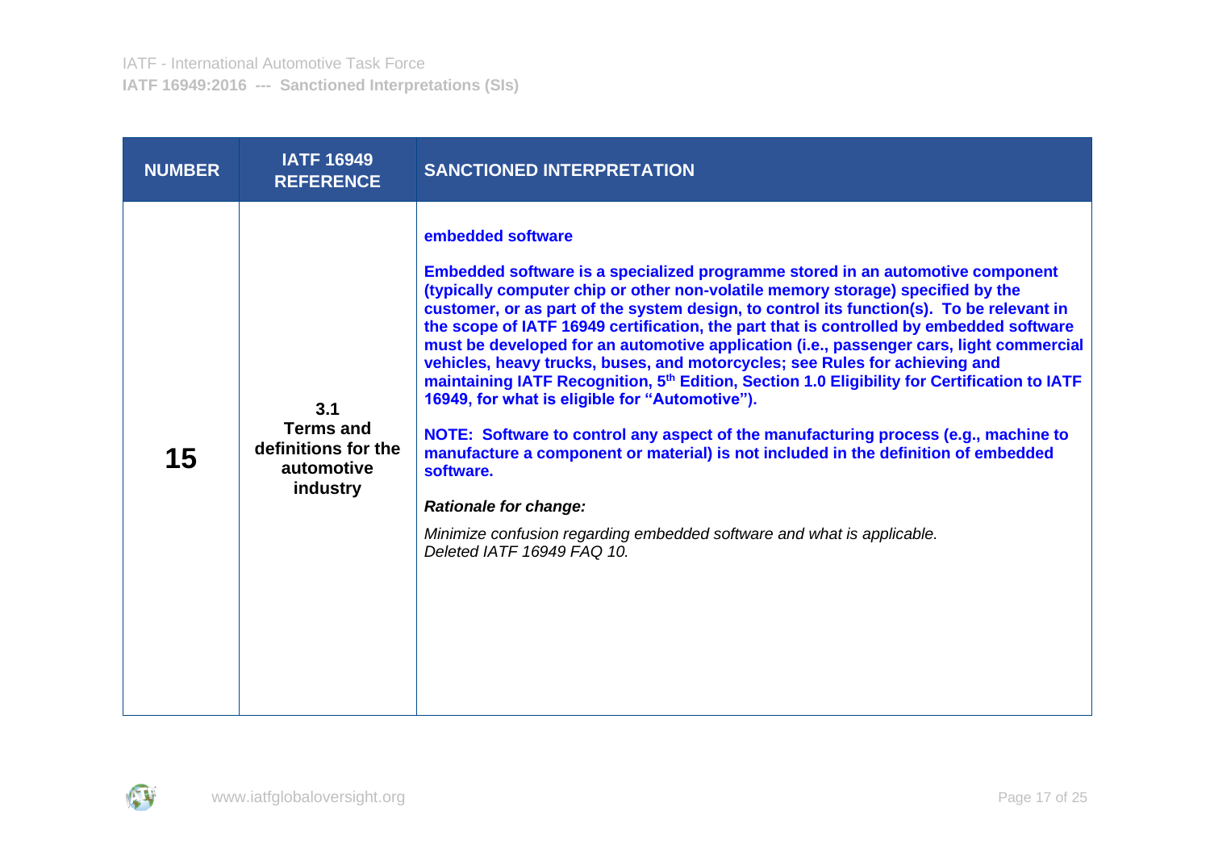| NUMBER | IATF 16949 REFERENCE | SANCTIONED INTERPRETATION |
|---|---|---|
| **15** | **3.1 Terms and definitions for the automotive industry** | **embedded software**<br><br>**Embedded software is a specialized programme stored in an automotive component (typically computer chip or other non-volatile memory storage) specified by the customer, or as part of the system design, to control its function(s). To be relevant in the scope of IATF 16949 certification, the part that is controlled by embedded software must be developed for an automotive application (i.e., passenger cars, light commercial vehicles, heavy trucks, buses, and motorcycles; see Rules for achieving and maintaining IATF Recognition, 5th Edition, Section 1.0 Eligibility for Certification to IATF 16949, for what is eligible for "Automotive").**<br><br>**NOTE: Software to control any aspect of the manufacturing process (e.g., machine to manufacture a component or material) is not included in the definition of embedded software.**<br><br>***Rationale for change:***<br><br>*Minimize confusion regarding embedded software and what is applicable.*<br>*Deleted IATF 16949 FAQ 10.* |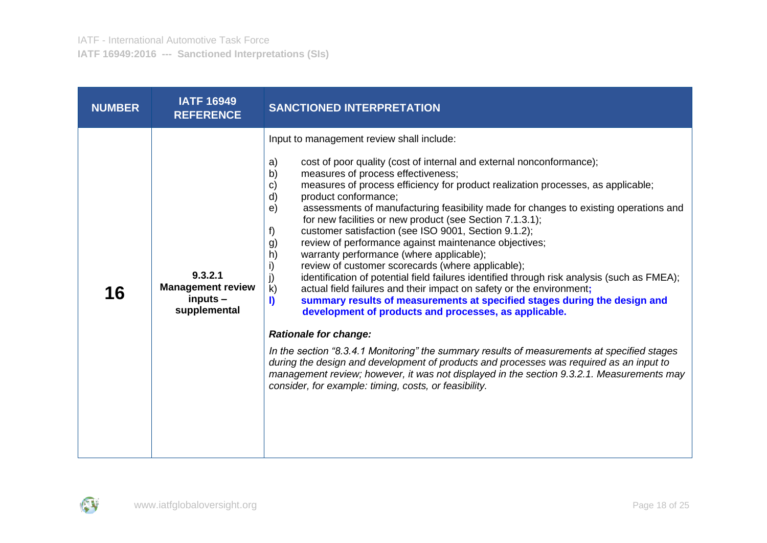| NUMBER | IATF 16949 REFERENCE | SANCTIONED INTERPRETATION |
|---|---|---|
| **16** | **9.3.2.1 Management review inputs – supplemental** | Input to management review shall include:<br><br>a) cost of poor quality (cost of internal and external nonconformance);<br>b) measures of process effectiveness;<br>c) measures of process efficiency for product realization processes, as applicable;<br>d) product conformance;<br>e) assessments of manufacturing feasibility made for changes to existing operations and for new facilities or new product (see Section 7.1.3.1);<br>f) customer satisfaction (see ISO 9001, Section 9.1.2);<br>g) review of performance against maintenance objectives;<br>h) warranty performance (where applicable);<br>i) review of customer scorecards (where applicable);<br>j) identification of potential field failures identified through risk analysis (such as FMEA);<br>k) actual field failures and their impact on safety or the environment**;**<br>**l) summary results of measurements at specified stages during the design and development of products and processes, as applicable.**<br><br>***Rationale for change:***<br><br>*In the section "8.3.4.1 Monitoring" the summary results of measurements at specified stages during the design and development of products and processes was required as an input to management review; however, it was not displayed in the section 9.3.2.1. Measurements may consider, for example: timing, costs, or feasibility.* |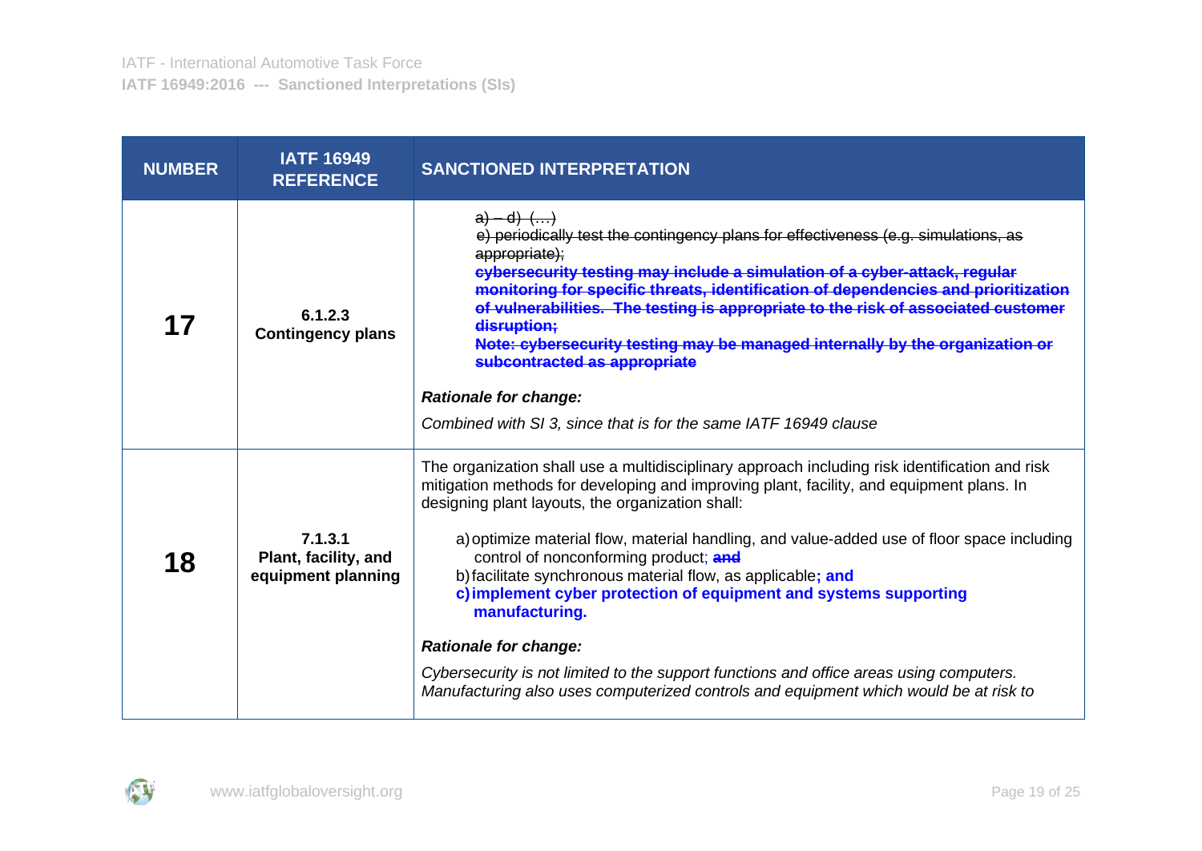| NUMBER | IATF 16949 REFERENCE | SANCTIONED INTERPRETATION |
|---|---|---|
| **17** | **6.1.2.3 Contingency plans** | ~~a) – d) (…)~~<br>~~e) periodically test the contingency plans for effectiveness (e.g. simulations, as appropriate);~~<br>~~**cybersecurity testing may include a simulation of a cyber-attack, regular monitoring for specific threats, identification of dependencies and prioritization of vulnerabilities. The testing is appropriate to the risk of associated customer disruption;**~~<br>~~**Note: cybersecurity testing may be managed internally by the organization or subcontracted as appropriate**~~<br><br>***Rationale for change:***<br><br>*Combined with SI 3, since that is for the same IATF 16949 clause* |
| **18** | **7.1.3.1 Plant, facility, and equipment planning** | The organization shall use a multidisciplinary approach including risk identification and risk mitigation methods for developing and improving plant, facility, and equipment plans. In designing plant layouts, the organization shall:<br><br>a) optimize material flow, material handling, and value-added use of floor space including control of nonconforming product; ~~**and**~~<br>b) facilitate synchronous material flow, as applicable**; and**<br>**c) implement cyber protection of equipment and systems supporting manufacturing.**<br><br>***Rationale for change:***<br><br>*Cybersecurity is not limited to the support functions and office areas using computers. Manufacturing also uses computerized controls and equipment which would be at risk to* |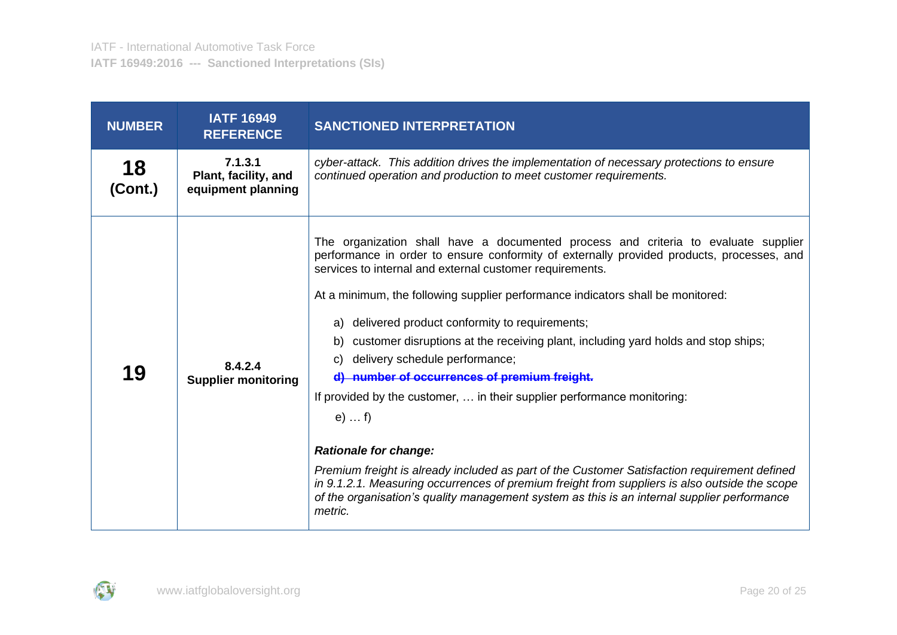| NUMBER | IATF 16949 REFERENCE | SANCTIONED INTERPRETATION |
|---|---|---|
| **18 (Cont.)** | **7.1.3.1 Plant, facility, and equipment planning** | *cyber-attack. This addition drives the implementation of necessary protections to ensure continued operation and production to meet customer requirements.* |
| **19** | **8.4.2.4 Supplier monitoring** | The organization shall have a documented process and criteria to evaluate supplier performance in order to ensure conformity of externally provided products, processes, and services to internal and external customer requirements.<br><br>At a minimum, the following supplier performance indicators shall be monitored:<br><br>a) delivered product conformity to requirements;<br>b) customer disruptions at the receiving plant, including yard holds and stop ships;<br>c) delivery schedule performance;<br>~~**d) number of occurrences of premium freight.**~~<br><br>If provided by the customer, … in their supplier performance monitoring:<br><br>e) … f)<br><br>***Rationale for change:***<br><br>*Premium freight is already included as part of the Customer Satisfaction requirement defined in 9.1.2.1. Measuring occurrences of premium freight from suppliers is also outside the scope of the organisation's quality management system as this is an internal supplier performance metric.* |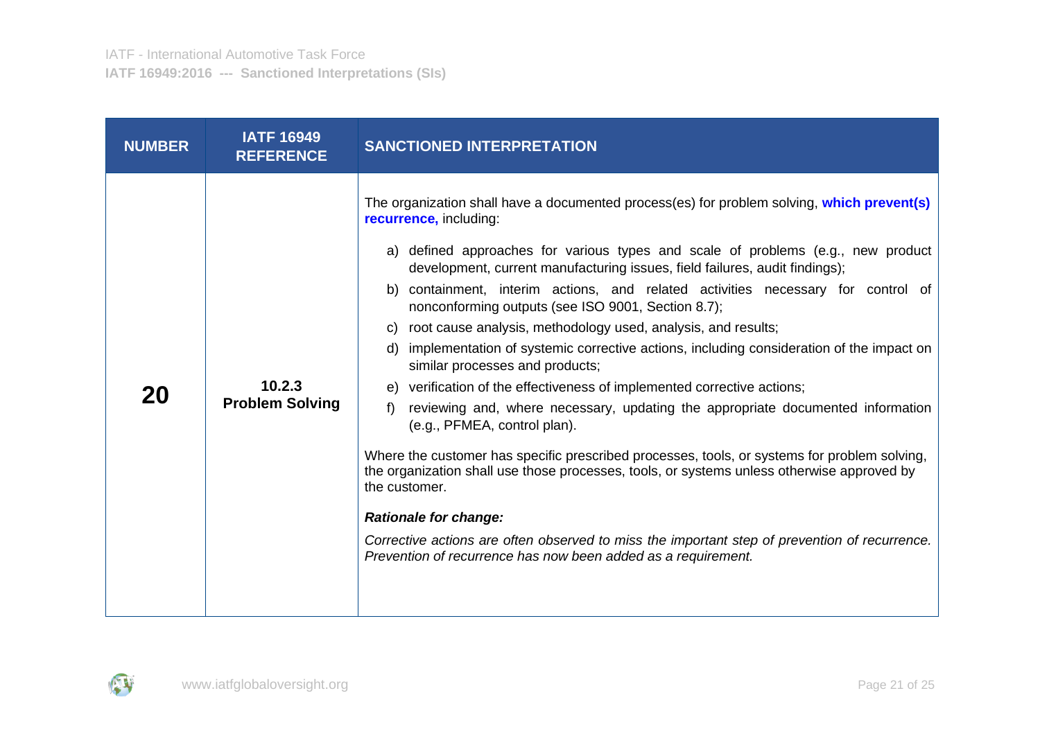| NUMBER | IATF 16949 REFERENCE | SANCTIONED INTERPRETATION |
|---|---|---|
| **20** | **10.2.3 Problem Solving** | The organization shall have a documented process(es) for problem solving, **which prevent(s) recurrence,** including:<br><br>a) defined approaches for various types and scale of problems (e.g., new product development, current manufacturing issues, field failures, audit findings);<br>b) containment, interim actions, and related activities necessary for control of nonconforming outputs (see ISO 9001, Section 8.7);<br>c) root cause analysis, methodology used, analysis, and results;<br>d) implementation of systemic corrective actions, including consideration of the impact on similar processes and products;<br>e) verification of the effectiveness of implemented corrective actions;<br>f) reviewing and, where necessary, updating the appropriate documented information (e.g., PFMEA, control plan).<br><br>Where the customer has specific prescribed processes, tools, or systems for problem solving, the organization shall use those processes, tools, or systems unless otherwise approved by the customer.<br><br>***Rationale for change:***<br><br>*Corrective actions are often observed to miss the important step of prevention of recurrence. Prevention of recurrence has now been added as a requirement.* |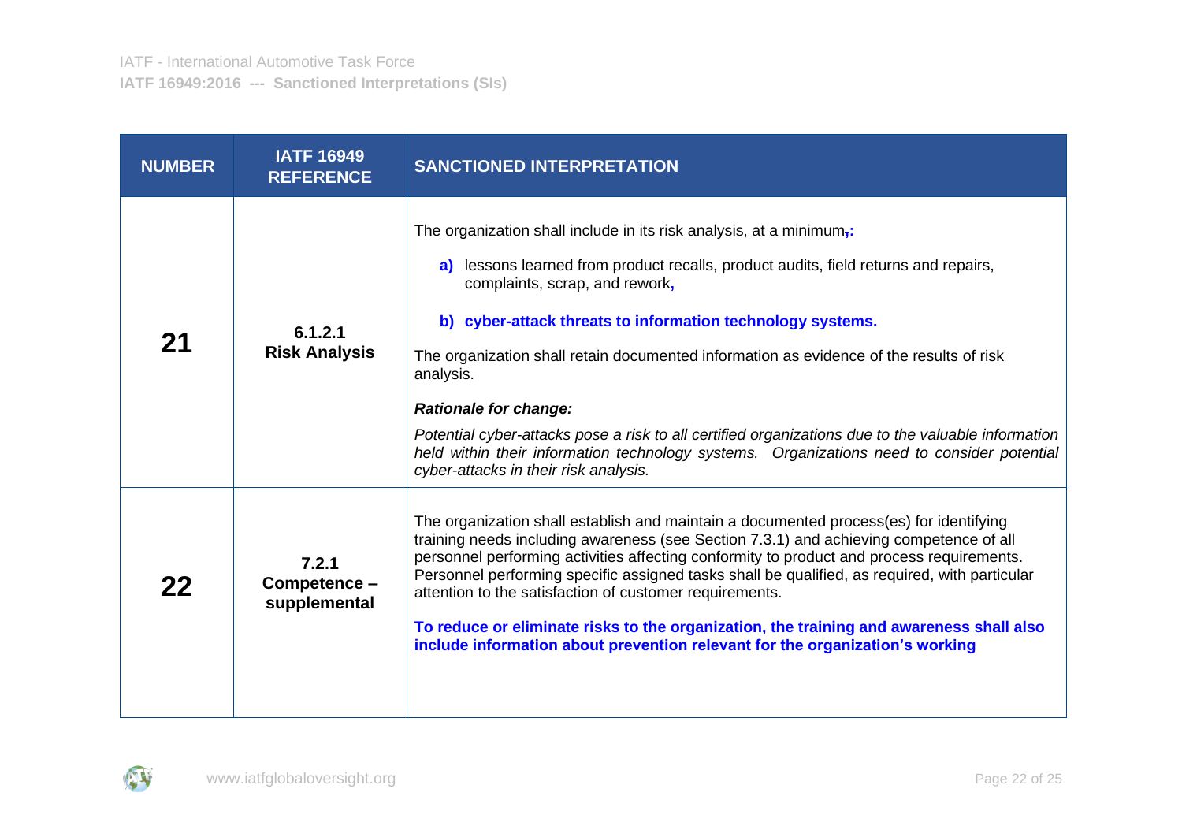| NUMBER | IATF 16949 REFERENCE | SANCTIONED INTERPRETATION |
|---|---|---|
| 21 | 6.1.2.1 Risk Analysis | The organization shall include in its risk analysis, at a minimum,: **a)** lessons learned from product recalls, product audits, field returns and repairs, complaints, scrap, and rework, **b) cyber-attack threats to information technology systems.** The organization shall retain documented information as evidence of the results of risk analysis. ***Rationale for change:*** *Potential cyber-attacks pose a risk to all certified organizations due to the valuable information held within their information technology systems. Organizations need to consider potential cyber-attacks in their risk analysis.* |
| 22 | 7.2.1 Competence – supplemental | The organization shall establish and maintain a documented process(es) for identifying training needs including awareness (see Section 7.3.1) and achieving competence of all personnel performing activities affecting conformity to product and process requirements. Personnel performing specific assigned tasks shall be qualified, as required, with particular attention to the satisfaction of customer requirements. **To reduce or eliminate risks to the organization, the training and awareness shall also include information about prevention relevant for the organization's working** |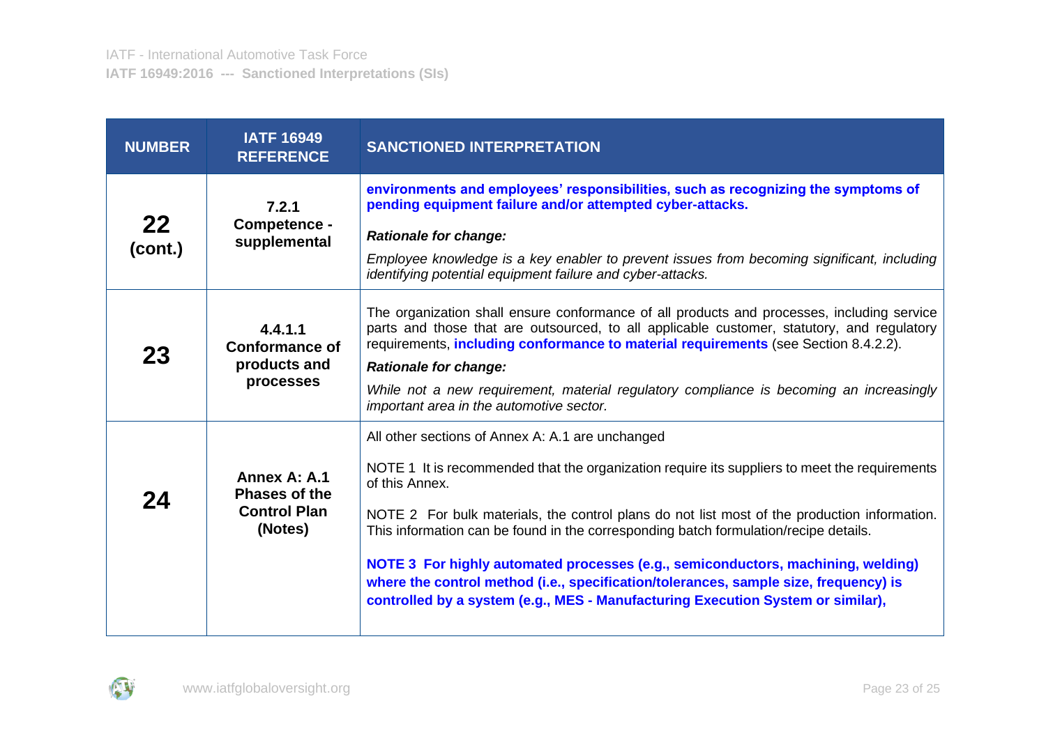| NUMBER | IATF 16949 REFERENCE | SANCTIONED INTERPRETATION |
|---|---|---|
| **22 (cont.)** | **7.2.1 Competence - supplemental** | **environments and employees' responsibilities, such as recognizing the symptoms of pending equipment failure and/or attempted cyber-attacks.**<br><br>***Rationale for change:***<br><br>*Employee knowledge is a key enabler to prevent issues from becoming significant, including identifying potential equipment failure and cyber-attacks.* |
| **23** | **4.4.1.1 Conformance of products and processes** | The organization shall ensure conformance of all products and processes, including service parts and those that are outsourced, to all applicable customer, statutory, and regulatory requirements, **including conformance to material requirements** (see Section 8.4.2.2).<br><br>***Rationale for change:***<br><br>*While not a new requirement, material regulatory compliance is becoming an increasingly important area in the automotive sector.* |
| **24** | **Annex A: A.1 Phases of the Control Plan (Notes)** | All other sections of Annex A: A.1 are unchanged<br><br>NOTE 1 It is recommended that the organization require its suppliers to meet the requirements of this Annex.<br><br>NOTE 2 For bulk materials, the control plans do not list most of the production information. This information can be found in the corresponding batch formulation/recipe details.<br><br>**NOTE 3 For highly automated processes (e.g., semiconductors, machining, welding) where the control method (i.e., specification/tolerances, sample size, frequency) is controlled by a system (e.g., MES - Manufacturing Execution System or similar),** |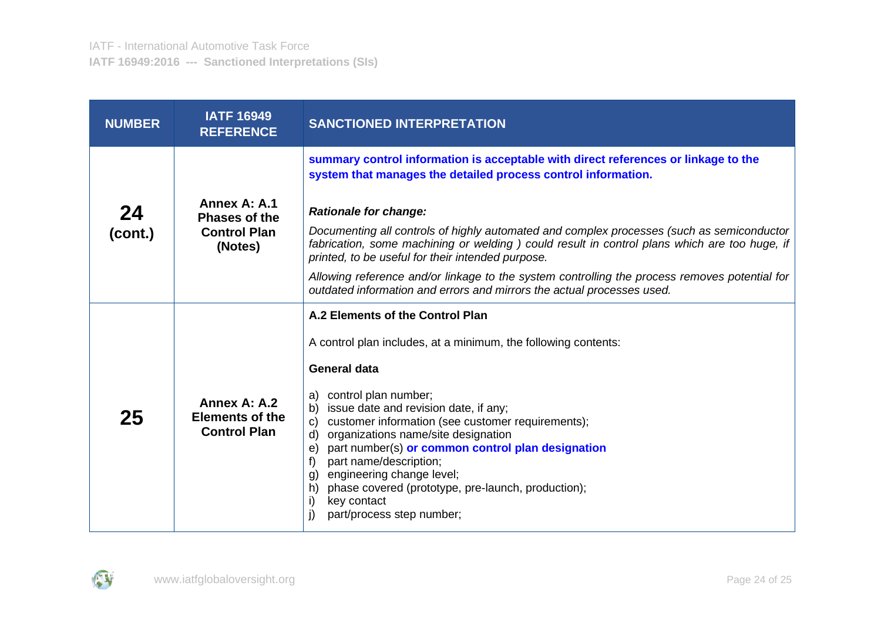| NUMBER | IATF 16949 REFERENCE | SANCTIONED INTERPRETATION |
|---|---|---|
| **24 (cont.)** | **Annex A: A.1 Phases of the Control Plan (Notes)** | **summary control information is acceptable with direct references or linkage to the system that manages the detailed process control information.**<br><br>***Rationale for change:***<br><br>*Documenting all controls of highly automated and complex processes (such as semiconductor fabrication, some machining or welding ) could result in control plans which are too huge, if printed, to be useful for their intended purpose.*<br><br>*Allowing reference and/or linkage to the system controlling the process removes potential for outdated information and errors and mirrors the actual processes used.* |
| **25** | **Annex A: A.2 Elements of the Control Plan** | **A.2 Elements of the Control Plan**<br><br>A control plan includes, at a minimum, the following contents:<br><br>**General data**<br><br>a) control plan number;<br>b) issue date and revision date, if any;<br>c) customer information (see customer requirements);<br>d) organizations name/site designation<br>e) part number(s) **or common control plan designation**<br>f) part name/description;<br>g) engineering change level;<br>h) phase covered (prototype, pre-launch, production);<br>i) key contact<br>j) part/process step number; |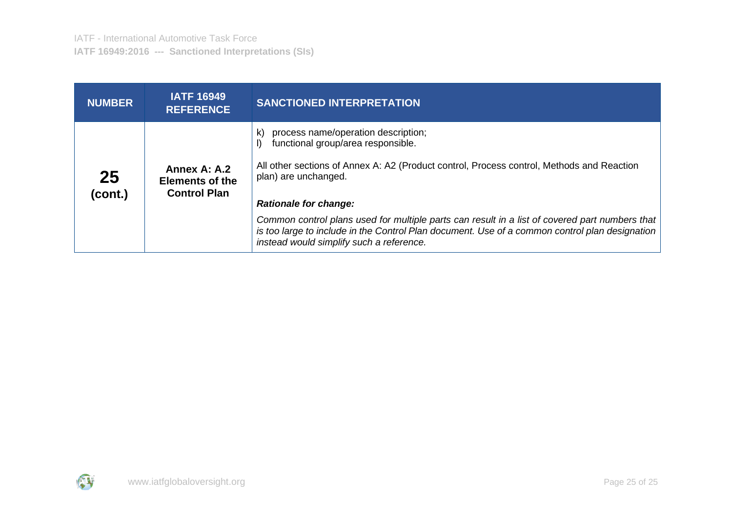| NUMBER | IATF 16949 REFERENCE | SANCTIONED INTERPRETATION |
| --- | --- | --- |
| **25 (cont.)** | **Annex A: A.2 Elements of the Control Plan** | k) process name/operation description;<br>l) functional group/area responsible.<br><br>All other sections of Annex A: A2 (Product control, Process control, Methods and Reaction plan) are unchanged.<br><br>***Rationale for change:***<br><br>*Common control plans used for multiple parts can result in a list of covered part numbers that is too large to include in the Control Plan document. Use of a common control plan designation instead would simplify such a reference.* |